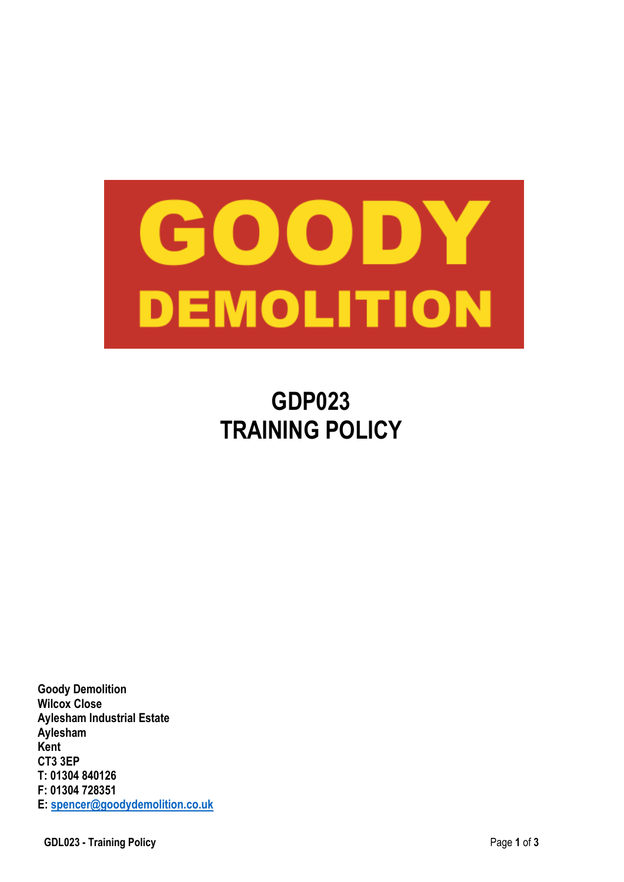# GOODY DEMOLITION

# GDP023
# TRAINING POLICY

**Goody Demolition**
**Wilcox Close**
**Aylesham Industrial Estate**
**Aylesham**
**Kent**
**CT3 3EP**
**T: 01304 840126**
**F: 01304 728351**
**E: spencer@goodydemolition.co.uk**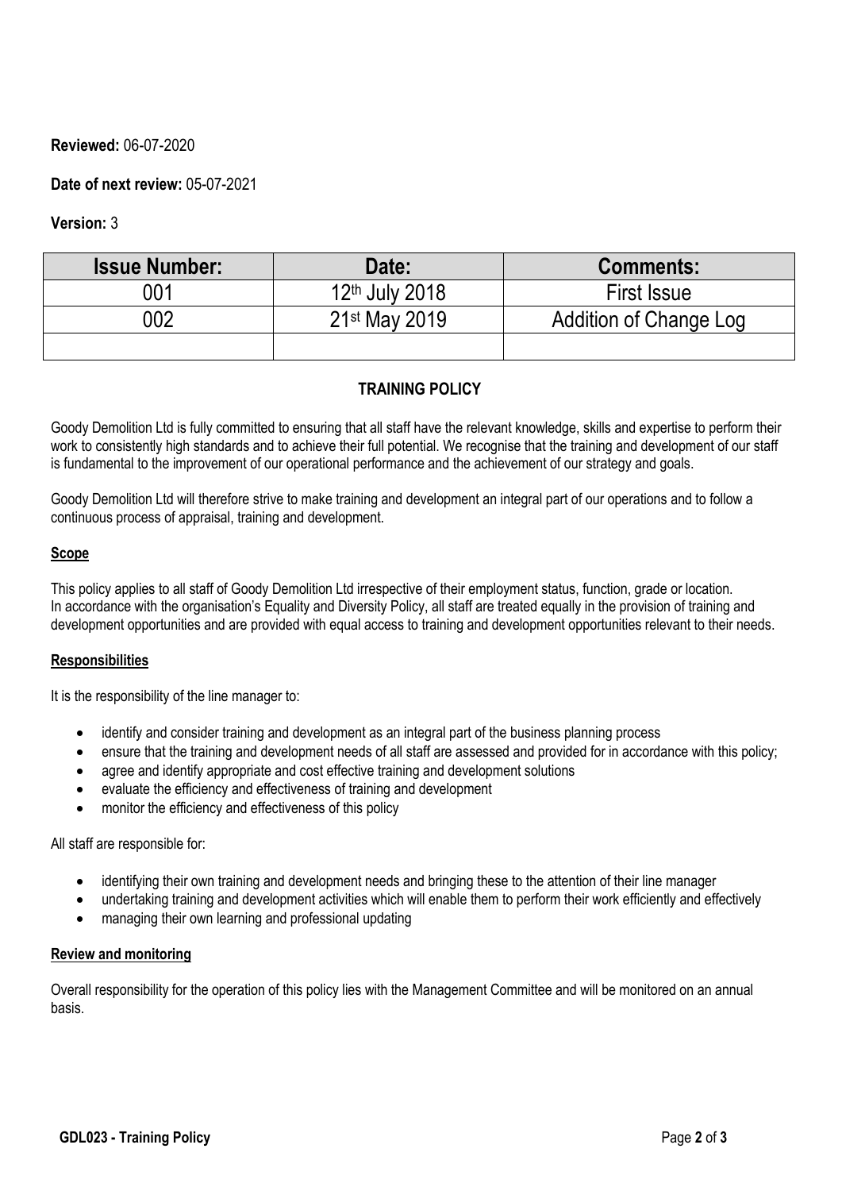**Reviewed:** 06-07-2020

**Date of next review:** 05-07-2021

**Version:** 3

| Issue Number: | Date: | Comments: |
|---|---|---|
| 001 | 12th July 2018 | First Issue |
| 002 | 21st May 2019 | Addition of Change Log |
| | | |

## TRAINING POLICY

Goody Demolition Ltd is fully committed to ensuring that all staff have the relevant knowledge, skills and expertise to perform their work to consistently high standards and to achieve their full potential. We recognise that the training and development of our staff is fundamental to the improvement of our operational performance and the achievement of our strategy and goals.

Goody Demolition Ltd will therefore strive to make training and development an integral part of our operations and to follow a continuous process of appraisal, training and development.

### Scope

This policy applies to all staff of Goody Demolition Ltd irrespective of their employment status, function, grade or location. In accordance with the organisation's Equality and Diversity Policy, all staff are treated equally in the provision of training and development opportunities and are provided with equal access to training and development opportunities relevant to their needs.

### Responsibilities

It is the responsibility of the line manager to:

- identify and consider training and development as an integral part of the business planning process
- ensure that the training and development needs of all staff are assessed and provided for in accordance with this policy;
- agree and identify appropriate and cost effective training and development solutions
- evaluate the efficiency and effectiveness of training and development
- monitor the efficiency and effectiveness of this policy

All staff are responsible for:

- identifying their own training and development needs and bringing these to the attention of their line manager
- undertaking training and development activities which will enable them to perform their work efficiently and effectively
- managing their own learning and professional updating

### Review and monitoring

Overall responsibility for the operation of this policy lies with the Management Committee and will be monitored on an annual basis.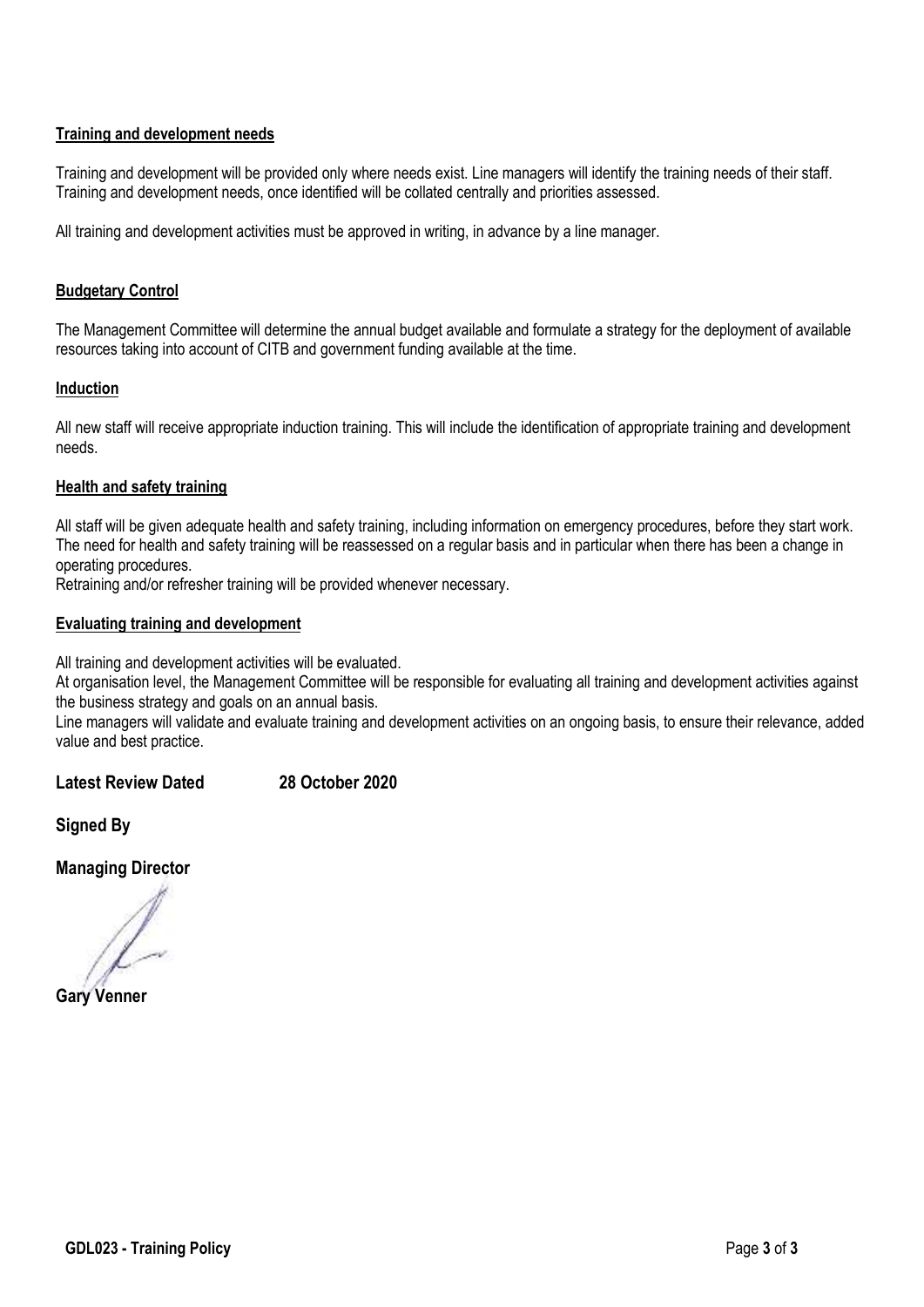**Training and development needs**

Training and development will be provided only where needs exist. Line managers will identify the training needs of their staff. Training and development needs, once identified will be collated centrally and priorities assessed.

All training and development activities must be approved in writing, in advance by a line manager.

**Budgetary Control**

The Management Committee will determine the annual budget available and formulate a strategy for the deployment of available resources taking into account of CITB and government funding available at the time.

**Induction**

All new staff will receive appropriate induction training. This will include the identification of appropriate training and development needs.

**Health and safety training**

All staff will be given adequate health and safety training, including information on emergency procedures, before they start work. The need for health and safety training will be reassessed on a regular basis and in particular when there has been a change in operating procedures.
Retraining and/or refresher training will be provided whenever necessary.

**Evaluating training and development**

All training and development activities will be evaluated.
At organisation level, the Management Committee will be responsible for evaluating all training and development activities against the business strategy and goals on an annual basis.
Line managers will validate and evaluate training and development activities on an ongoing basis, to ensure their relevance, added value and best practice.

**Latest Review Dated 28 October 2020**

**Signed By**

**Managing Director**

**Gary Venner**